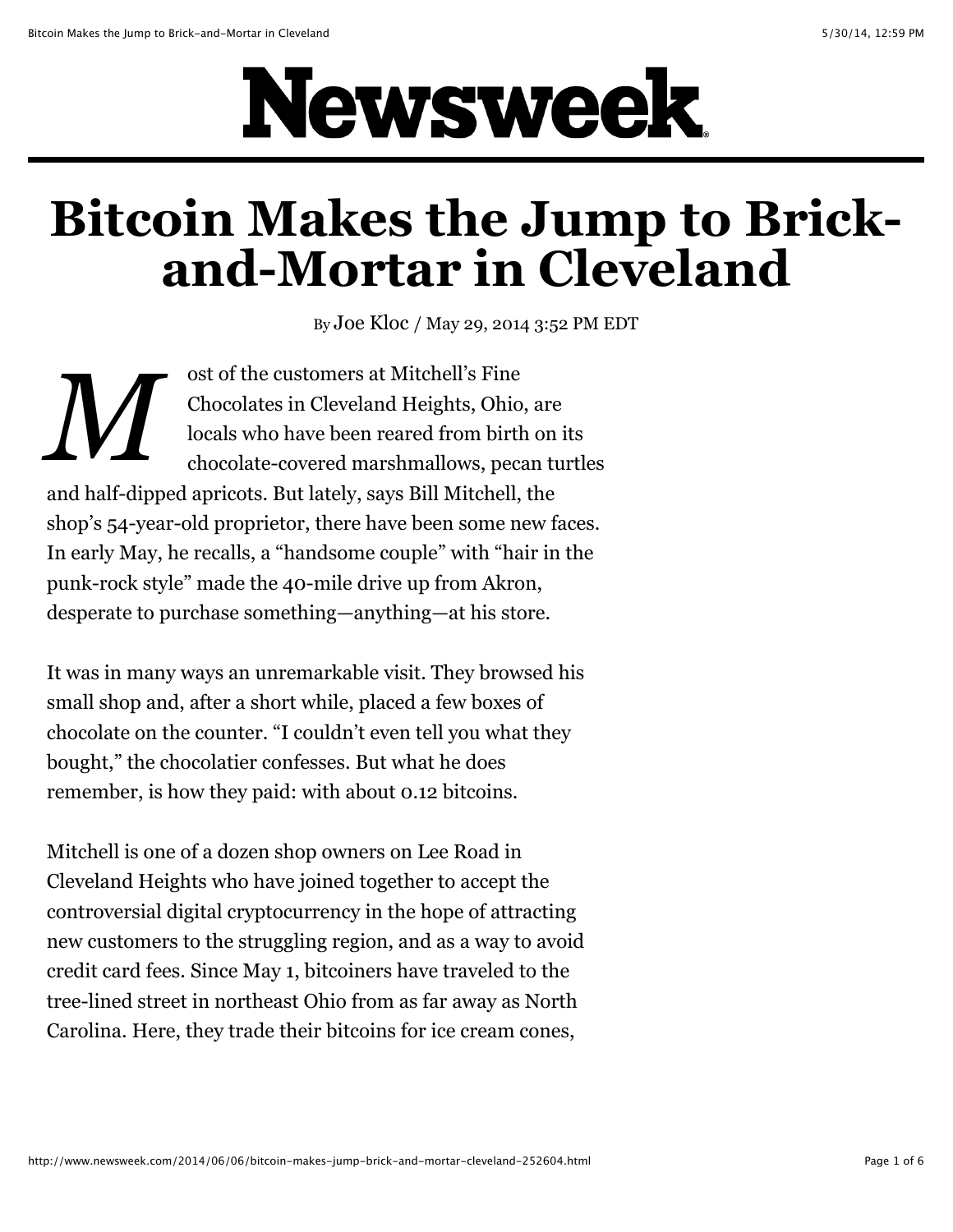# Newsweek

# Bitcoin Makes the Jump to Brick-and-Mortar in Cleveland

By Joe Kloc / May 29, 2014 3:52 PM EDT

Most of the customers at Mitchell's Fine Chocolates in Cleveland Heights, Ohio, are locals who have been reared from birth on its chocolate-covered marshmallows, pecan turtles and half-dipped apricots. But lately, says Bill Mitchell, the shop's 54-year-old proprietor, there have been some new faces. In early May, he recalls, a "handsome couple" with "hair in the punk-rock style" made the 40-mile drive up from Akron, desperate to purchase something—anything—at his store.

It was in many ways an unremarkable visit. They browsed his small shop and, after a short while, placed a few boxes of chocolate on the counter. "I couldn't even tell you what they bought," the chocolatier confesses. But what he does remember, is how they paid: with about 0.12 bitcoins.

Mitchell is one of a dozen shop owners on Lee Road in Cleveland Heights who have joined together to accept the controversial digital cryptocurrency in the hope of attracting new customers to the struggling region, and as a way to avoid credit card fees. Since May 1, bitcoiners have traveled to the tree-lined street in northeast Ohio from as far away as North Carolina. Here, they trade their bitcoins for ice cream cones,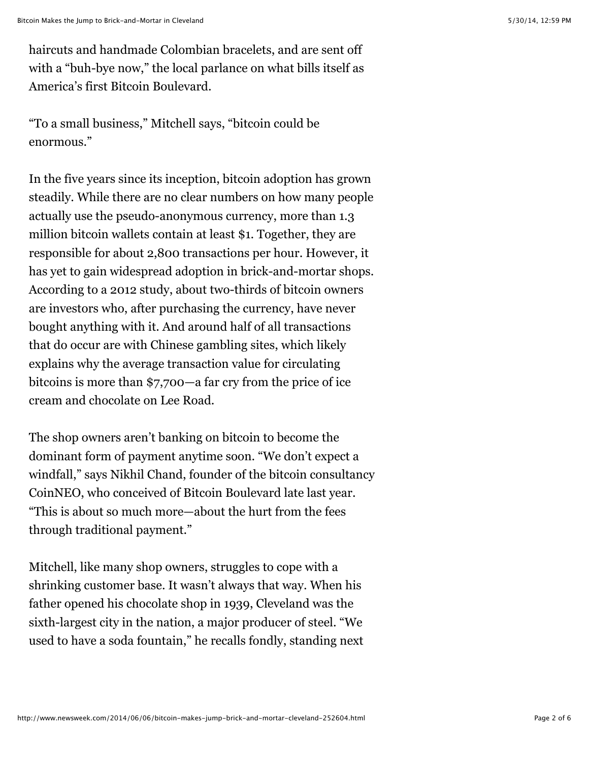haircuts and handmade Colombian bracelets, and are sent off with a "buh-bye now," the local parlance on what bills itself as America's first Bitcoin Boulevard.

"To a small business," Mitchell says, "bitcoin could be enormous."

In the five years since its inception, bitcoin adoption has grown steadily. While there are no clear numbers on how many people actually use the pseudo-anonymous currency, more than 1.3 million bitcoin wallets contain at least $1. Together, they are responsible for about 2,800 transactions per hour. However, it has yet to gain widespread adoption in brick-and-mortar shops. According to a 2012 study, about two-thirds of bitcoin owners are investors who, after purchasing the currency, have never bought anything with it. And around half of all transactions that do occur are with Chinese gambling sites, which likely explains why the average transaction value for circulating bitcoins is more than $7,700—a far cry from the price of ice cream and chocolate on Lee Road.

The shop owners aren't banking on bitcoin to become the dominant form of payment anytime soon. "We don't expect a windfall," says Nikhil Chand, founder of the bitcoin consultancy CoinNEO, who conceived of Bitcoin Boulevard late last year. "This is about so much more—about the hurt from the fees through traditional payment."

Mitchell, like many shop owners, struggles to cope with a shrinking customer base. It wasn't always that way. When his father opened his chocolate shop in 1939, Cleveland was the sixth-largest city in the nation, a major producer of steel. "We used to have a soda fountain," he recalls fondly, standing next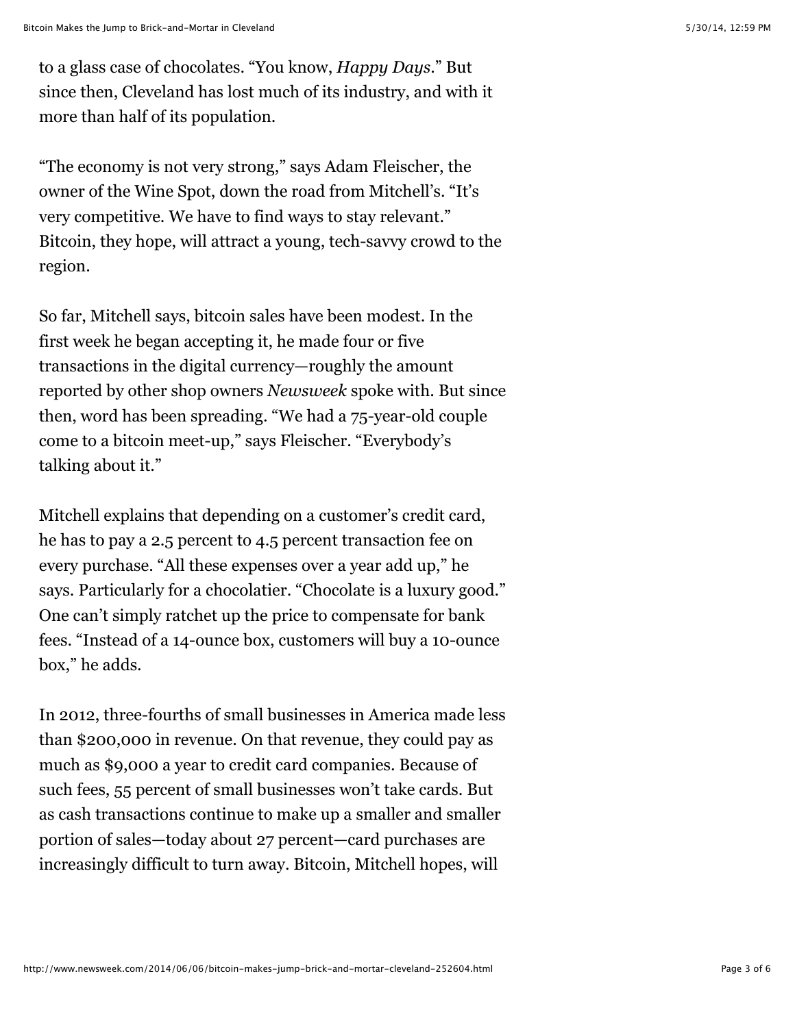to a glass case of chocolates. “You know, *Happy Days*.” But since then, Cleveland has lost much of its industry, and with it more than half of its population.

“The economy is not very strong,” says Adam Fleischer, the owner of the Wine Spot, down the road from Mitchell’s. “It’s very competitive. We have to find ways to stay relevant.” Bitcoin, they hope, will attract a young, tech-savvy crowd to the region.

So far, Mitchell says, bitcoin sales have been modest. In the first week he began accepting it, he made four or five transactions in the digital currency—roughly the amount reported by other shop owners *Newsweek* spoke with. But since then, word has been spreading. “We had a 75-year-old couple come to a bitcoin meet-up,” says Fleischer. “Everybody’s talking about it.”

Mitchell explains that depending on a customer’s credit card, he has to pay a 2.5 percent to 4.5 percent transaction fee on every purchase. “All these expenses over a year add up,” he says. Particularly for a chocolatier. “Chocolate is a luxury good.” One can’t simply ratchet up the price to compensate for bank fees. “Instead of a 14-ounce box, customers will buy a 10-ounce box,” he adds.

In 2012, three-fourths of small businesses in America made less than $200,000 in revenue. On that revenue, they could pay as much as $9,000 a year to credit card companies. Because of such fees, 55 percent of small businesses won’t take cards. But as cash transactions continue to make up a smaller and smaller portion of sales—today about 27 percent—card purchases are increasingly difficult to turn away. Bitcoin, Mitchell hopes, will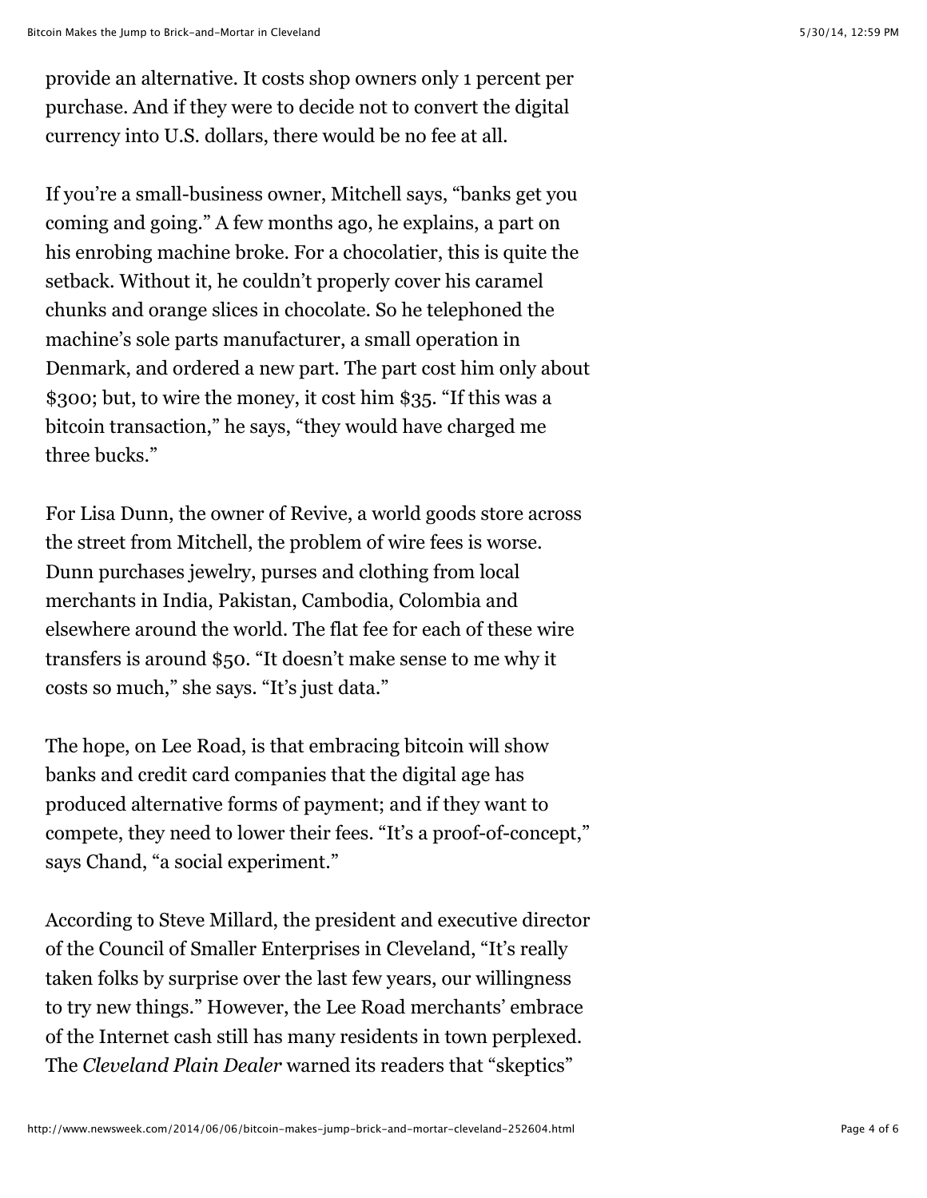provide an alternative. It costs shop owners only 1 percent per purchase. And if they were to decide not to convert the digital currency into U.S. dollars, there would be no fee at all.

If you're a small-business owner, Mitchell says, "banks get you coming and going." A few months ago, he explains, a part on his enrobing machine broke. For a chocolatier, this is quite the setback. Without it, he couldn't properly cover his caramel chunks and orange slices in chocolate. So he telephoned the machine's sole parts manufacturer, a small operation in Denmark, and ordered a new part. The part cost him only about $300; but, to wire the money, it cost him $35. "If this was a bitcoin transaction," he says, "they would have charged me three bucks."

For Lisa Dunn, the owner of Revive, a world goods store across the street from Mitchell, the problem of wire fees is worse. Dunn purchases jewelry, purses and clothing from local merchants in India, Pakistan, Cambodia, Colombia and elsewhere around the world. The flat fee for each of these wire transfers is around $50. "It doesn't make sense to me why it costs so much," she says. "It's just data."

The hope, on Lee Road, is that embracing bitcoin will show banks and credit card companies that the digital age has produced alternative forms of payment; and if they want to compete, they need to lower their fees. "It's a proof-of-concept," says Chand, "a social experiment."

According to Steve Millard, the president and executive director of the Council of Smaller Enterprises in Cleveland, "It's really taken folks by surprise over the last few years, our willingness to try new things." However, the Lee Road merchants' embrace of the Internet cash still has many residents in town perplexed. The *Cleveland Plain Dealer* warned its readers that "skeptics"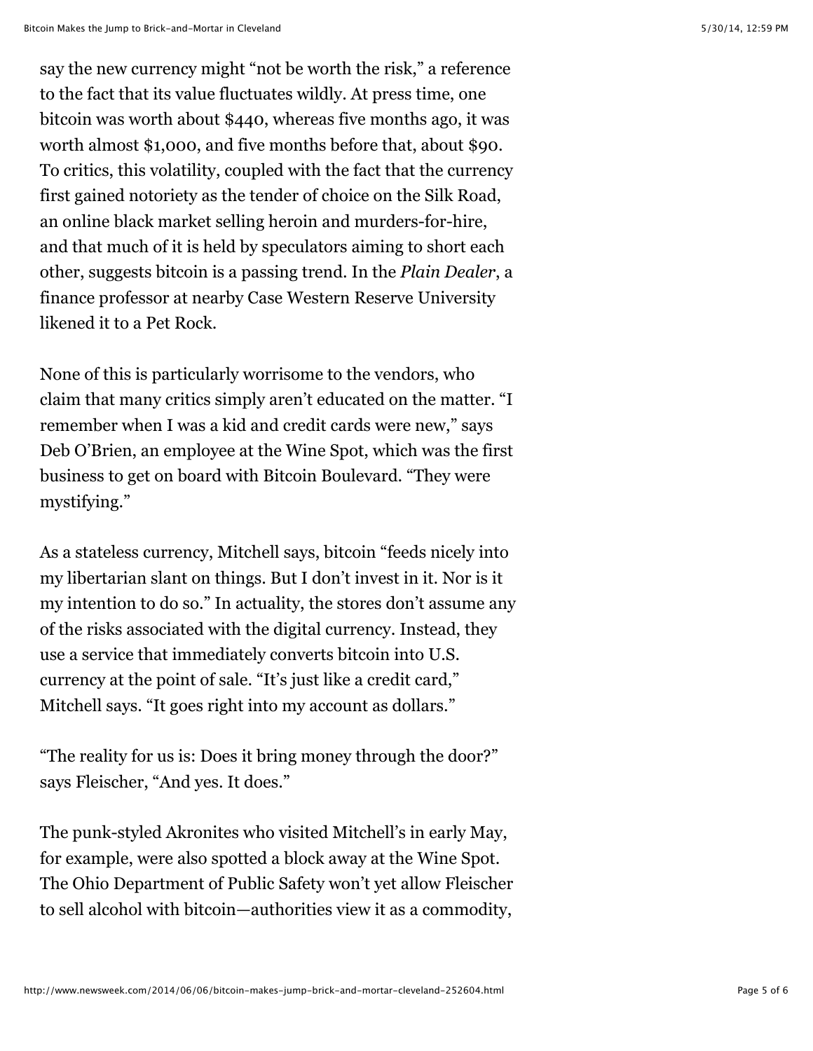say the new currency might "not be worth the risk," a reference to the fact that its value fluctuates wildly. At press time, one bitcoin was worth about $440, whereas five months ago, it was worth almost $1,000, and five months before that, about $90. To critics, this volatility, coupled with the fact that the currency first gained notoriety as the tender of choice on the Silk Road, an online black market selling heroin and murders-for-hire, and that much of it is held by speculators aiming to short each other, suggests bitcoin is a passing trend. In the *Plain Dealer*, a finance professor at nearby Case Western Reserve University likened it to a Pet Rock.

None of this is particularly worrisome to the vendors, who claim that many critics simply aren't educated on the matter. "I remember when I was a kid and credit cards were new," says Deb O'Brien, an employee at the Wine Spot, which was the first business to get on board with Bitcoin Boulevard. "They were mystifying."

As a stateless currency, Mitchell says, bitcoin "feeds nicely into my libertarian slant on things. But I don't invest in it. Nor is it my intention to do so." In actuality, the stores don't assume any of the risks associated with the digital currency. Instead, they use a service that immediately converts bitcoin into U.S. currency at the point of sale. "It's just like a credit card," Mitchell says. "It goes right into my account as dollars."

"The reality for us is: Does it bring money through the door?" says Fleischer, "And yes. It does."

The punk-styled Akronites who visited Mitchell's in early May, for example, were also spotted a block away at the Wine Spot. The Ohio Department of Public Safety won't yet allow Fleischer to sell alcohol with bitcoin—authorities view it as a commodity,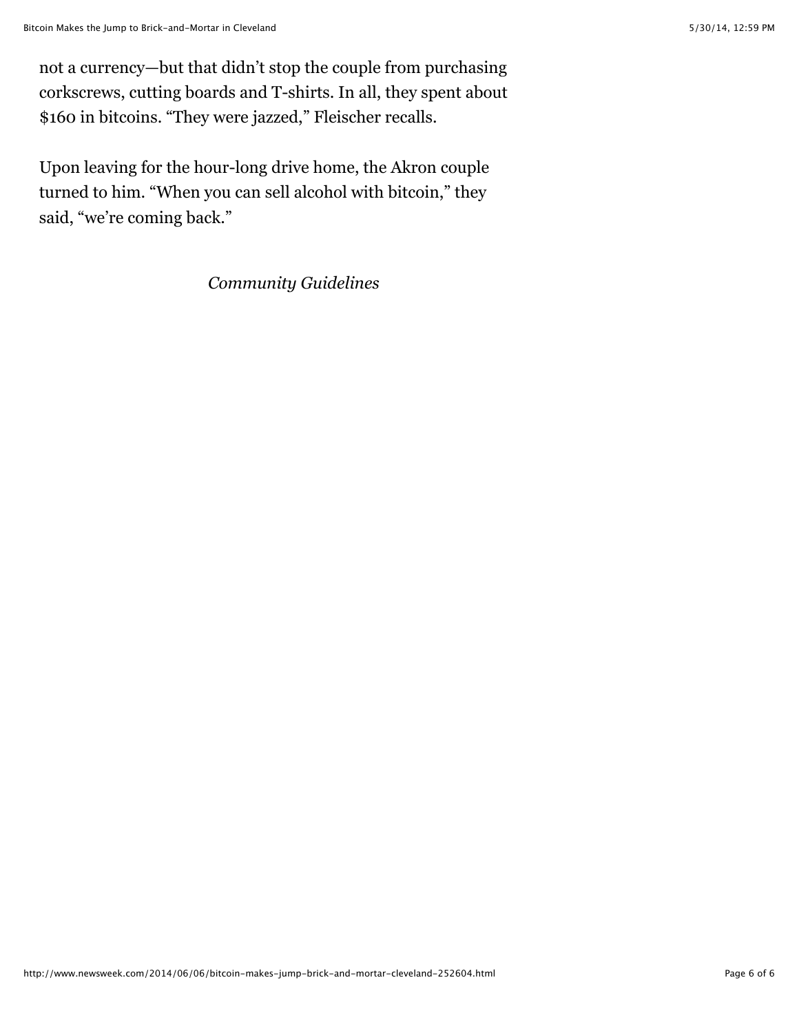not a currency—but that didn't stop the couple from purchasing corkscrews, cutting boards and T-shirts. In all, they spent about $160 in bitcoins. "They were jazzed," Fleischer recalls.

Upon leaving for the hour-long drive home, the Akron couple turned to him. "When you can sell alcohol with bitcoin," they said, "we're coming back."

*Community Guidelines*